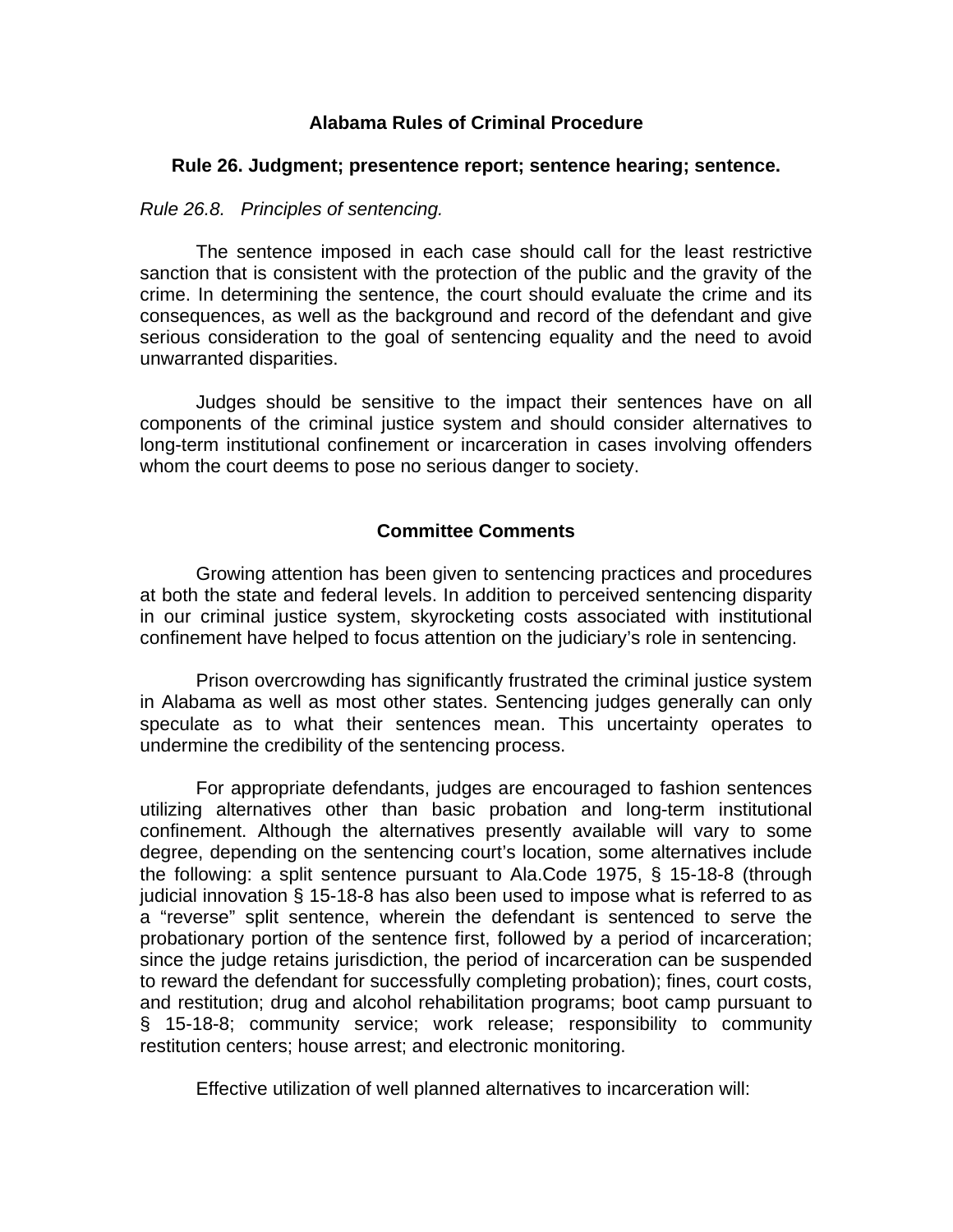# Alabama Rules of Criminal Procedure

## Rule 26. Judgment; presentence report; sentence hearing; sentence.

*Rule 26.8. Principles of sentencing.*

The sentence imposed in each case should call for the least restrictive sanction that is consistent with the protection of the public and the gravity of the crime. In determining the sentence, the court should evaluate the crime and its consequences, as well as the background and record of the defendant and give serious consideration to the goal of sentencing equality and the need to avoid unwarranted disparities.

Judges should be sensitive to the impact their sentences have on all components of the criminal justice system and should consider alternatives to long-term institutional confinement or incarceration in cases involving offenders whom the court deems to pose no serious danger to society.

### Committee Comments

Growing attention has been given to sentencing practices and procedures at both the state and federal levels. In addition to perceived sentencing disparity in our criminal justice system, skyrocketing costs associated with institutional confinement have helped to focus attention on the judiciary's role in sentencing.

Prison overcrowding has significantly frustrated the criminal justice system in Alabama as well as most other states. Sentencing judges generally can only speculate as to what their sentences mean. This uncertainty operates to undermine the credibility of the sentencing process.

For appropriate defendants, judges are encouraged to fashion sentences utilizing alternatives other than basic probation and long-term institutional confinement. Although the alternatives presently available will vary to some degree, depending on the sentencing court's location, some alternatives include the following: a split sentence pursuant to Ala.Code 1975, § 15-18-8 (through judicial innovation § 15-18-8 has also been used to impose what is referred to as a "reverse" split sentence, wherein the defendant is sentenced to serve the probationary portion of the sentence first, followed by a period of incarceration; since the judge retains jurisdiction, the period of incarceration can be suspended to reward the defendant for successfully completing probation); fines, court costs, and restitution; drug and alcohol rehabilitation programs; boot camp pursuant to § 15-18-8; community service; work release; responsibility to community restitution centers; house arrest; and electronic monitoring.

Effective utilization of well planned alternatives to incarceration will: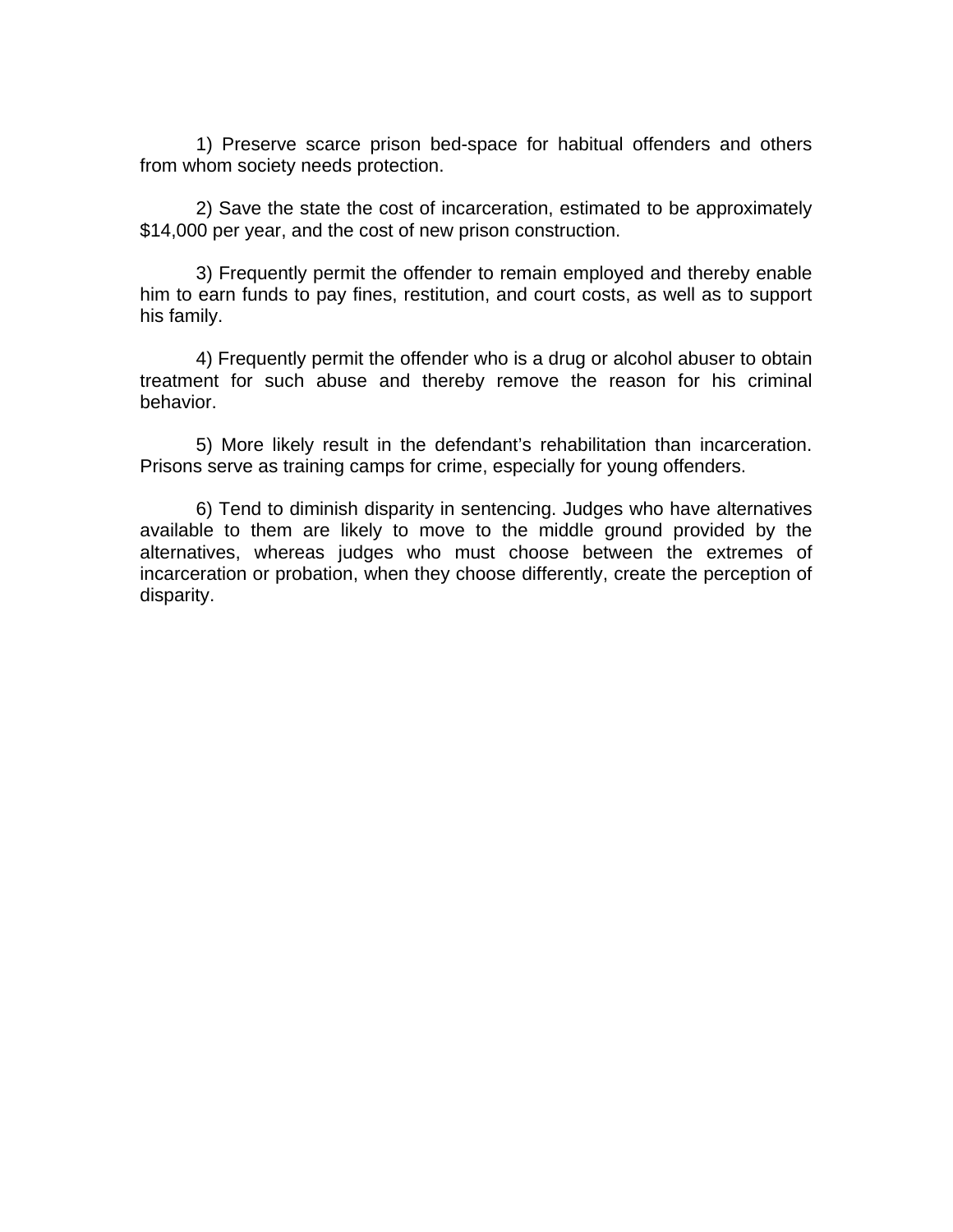1) Preserve scarce prison bed-space for habitual offenders and others from whom society needs protection.

2) Save the state the cost of incarceration, estimated to be approximately $14,000 per year, and the cost of new prison construction.

3) Frequently permit the offender to remain employed and thereby enable him to earn funds to pay fines, restitution, and court costs, as well as to support his family.

4) Frequently permit the offender who is a drug or alcohol abuser to obtain treatment for such abuse and thereby remove the reason for his criminal behavior.

5) More likely result in the defendant's rehabilitation than incarceration. Prisons serve as training camps for crime, especially for young offenders.

6) Tend to diminish disparity in sentencing. Judges who have alternatives available to them are likely to move to the middle ground provided by the alternatives, whereas judges who must choose between the extremes of incarceration or probation, when they choose differently, create the perception of disparity.